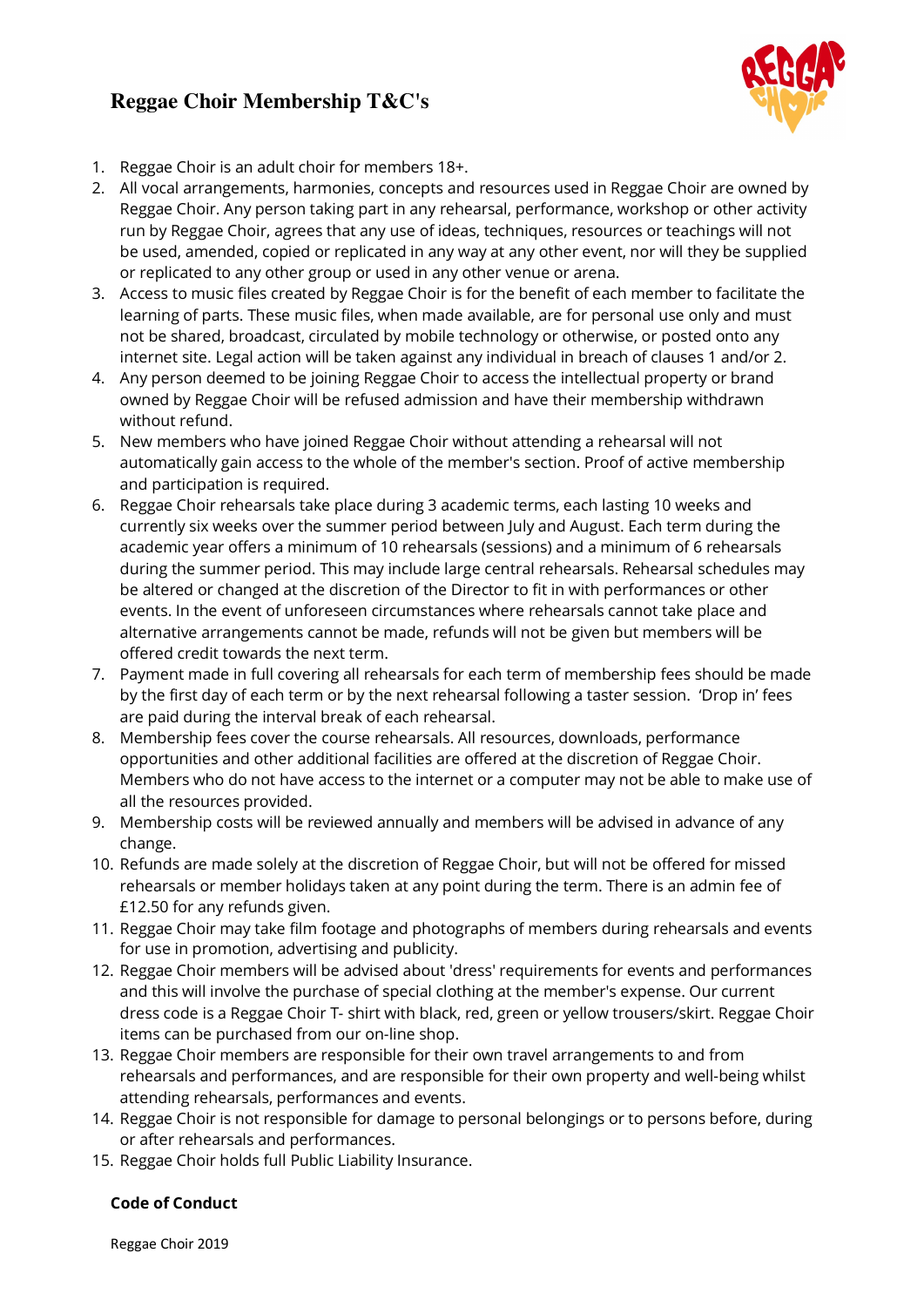# Reggae Choir Membership T&C's

1. Reggae Choir is an adult choir for members 18+.
2. All vocal arrangements, harmonies, concepts and resources used in Reggae Choir are owned by Reggae Choir. Any person taking part in any rehearsal, performance, workshop or other activity run by Reggae Choir, agrees that any use of ideas, techniques, resources or teachings will not be used, amended, copied or replicated in any way at any other event, nor will they be supplied or replicated to any other group or used in any other venue or arena.
3. Access to music files created by Reggae Choir is for the benefit of each member to facilitate the learning of parts. These music files, when made available, are for personal use only and must not be shared, broadcast, circulated by mobile technology or otherwise, or posted onto any internet site. Legal action will be taken against any individual in breach of clauses 1 and/or 2.
4. Any person deemed to be joining Reggae Choir to access the intellectual property or brand owned by Reggae Choir will be refused admission and have their membership withdrawn without refund.
5. New members who have joined Reggae Choir without attending a rehearsal will not automatically gain access to the whole of the member's section. Proof of active membership and participation is required.
6. Reggae Choir rehearsals take place during 3 academic terms, each lasting 10 weeks and currently six weeks over the summer period between July and August. Each term during the academic year offers a minimum of 10 rehearsals (sessions) and a minimum of 6 rehearsals during the summer period. This may include large central rehearsals. Rehearsal schedules may be altered or changed at the discretion of the Director to fit in with performances or other events. In the event of unforeseen circumstances where rehearsals cannot take place and alternative arrangements cannot be made, refunds will not be given but members will be offered credit towards the next term.
7. Payment made in full covering all rehearsals for each term of membership fees should be made by the first day of each term or by the next rehearsal following a taster session. 'Drop in' fees are paid during the interval break of each rehearsal.
8. Membership fees cover the course rehearsals. All resources, downloads, performance opportunities and other additional facilities are offered at the discretion of Reggae Choir. Members who do not have access to the internet or a computer may not be able to make use of all the resources provided.
9. Membership costs will be reviewed annually and members will be advised in advance of any change.
10. Refunds are made solely at the discretion of Reggae Choir, but will not be offered for missed rehearsals or member holidays taken at any point during the term. There is an admin fee of £12.50 for any refunds given.
11. Reggae Choir may take film footage and photographs of members during rehearsals and events for use in promotion, advertising and publicity.
12. Reggae Choir members will be advised about 'dress' requirements for events and performances and this will involve the purchase of special clothing at the member's expense. Our current dress code is a Reggae Choir T- shirt with black, red, green or yellow trousers/skirt. Reggae Choir items can be purchased from our on-line shop.
13. Reggae Choir members are responsible for their own travel arrangements to and from rehearsals and performances, and are responsible for their own property and well-being whilst attending rehearsals, performances and events.
14. Reggae Choir is not responsible for damage to personal belongings or to persons before, during or after rehearsals and performances.
15. Reggae Choir holds full Public Liability Insurance.

**Code of Conduct**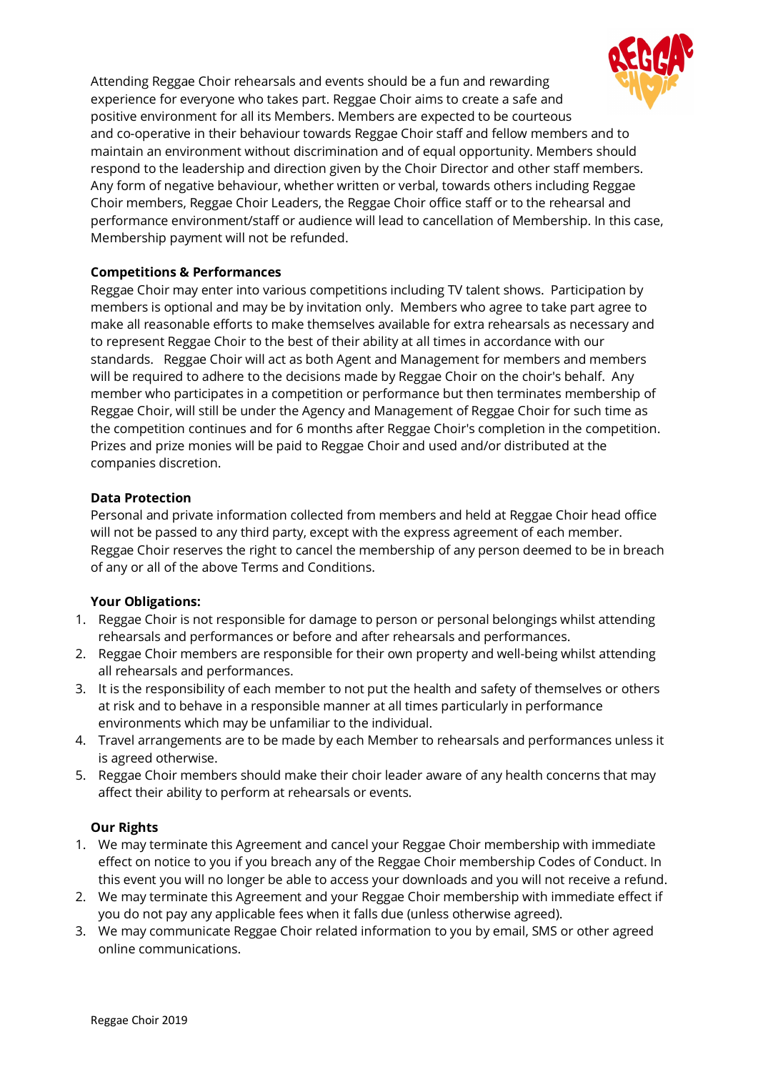Attending Reggae Choir rehearsals and events should be a fun and rewarding experience for everyone who takes part. Reggae Choir aims to create a safe and positive environment for all its Members. Members are expected to be courteous and co-operative in their behaviour towards Reggae Choir staff and fellow members and to maintain an environment without discrimination and of equal opportunity. Members should respond to the leadership and direction given by the Choir Director and other staff members. Any form of negative behaviour, whether written or verbal, towards others including Reggae Choir members, Reggae Choir Leaders, the Reggae Choir office staff or to the rehearsal and performance environment/staff or audience will lead to cancellation of Membership. In this case, Membership payment will not be refunded.

**Competitions & Performances**

Reggae Choir may enter into various competitions including TV talent shows. Participation by members is optional and may be by invitation only. Members who agree to take part agree to make all reasonable efforts to make themselves available for extra rehearsals as necessary and to represent Reggae Choir to the best of their ability at all times in accordance with our standards. Reggae Choir will act as both Agent and Management for members and members will be required to adhere to the decisions made by Reggae Choir on the choir's behalf. Any member who participates in a competition or performance but then terminates membership of Reggae Choir, will still be under the Agency and Management of Reggae Choir for such time as the competition continues and for 6 months after Reggae Choir's completion in the competition. Prizes and prize monies will be paid to Reggae Choir and used and/or distributed at the companies discretion.

**Data Protection**

Personal and private information collected from members and held at Reggae Choir head office will not be passed to any third party, except with the express agreement of each member. Reggae Choir reserves the right to cancel the membership of any person deemed to be in breach of any or all of the above Terms and Conditions.

**Your Obligations:**

1. Reggae Choir is not responsible for damage to person or personal belongings whilst attending rehearsals and performances or before and after rehearsals and performances.
2. Reggae Choir members are responsible for their own property and well-being whilst attending all rehearsals and performances.
3. It is the responsibility of each member to not put the health and safety of themselves or others at risk and to behave in a responsible manner at all times particularly in performance environments which may be unfamiliar to the individual.
4. Travel arrangements are to be made by each Member to rehearsals and performances unless it is agreed otherwise.
5. Reggae Choir members should make their choir leader aware of any health concerns that may affect their ability to perform at rehearsals or events.

**Our Rights**

1. We may terminate this Agreement and cancel your Reggae Choir membership with immediate effect on notice to you if you breach any of the Reggae Choir membership Codes of Conduct. In this event you will no longer be able to access your downloads and you will not receive a refund.
2. We may terminate this Agreement and your Reggae Choir membership with immediate effect if you do not pay any applicable fees when it falls due (unless otherwise agreed).
3. We may communicate Reggae Choir related information to you by email, SMS or other agreed online communications.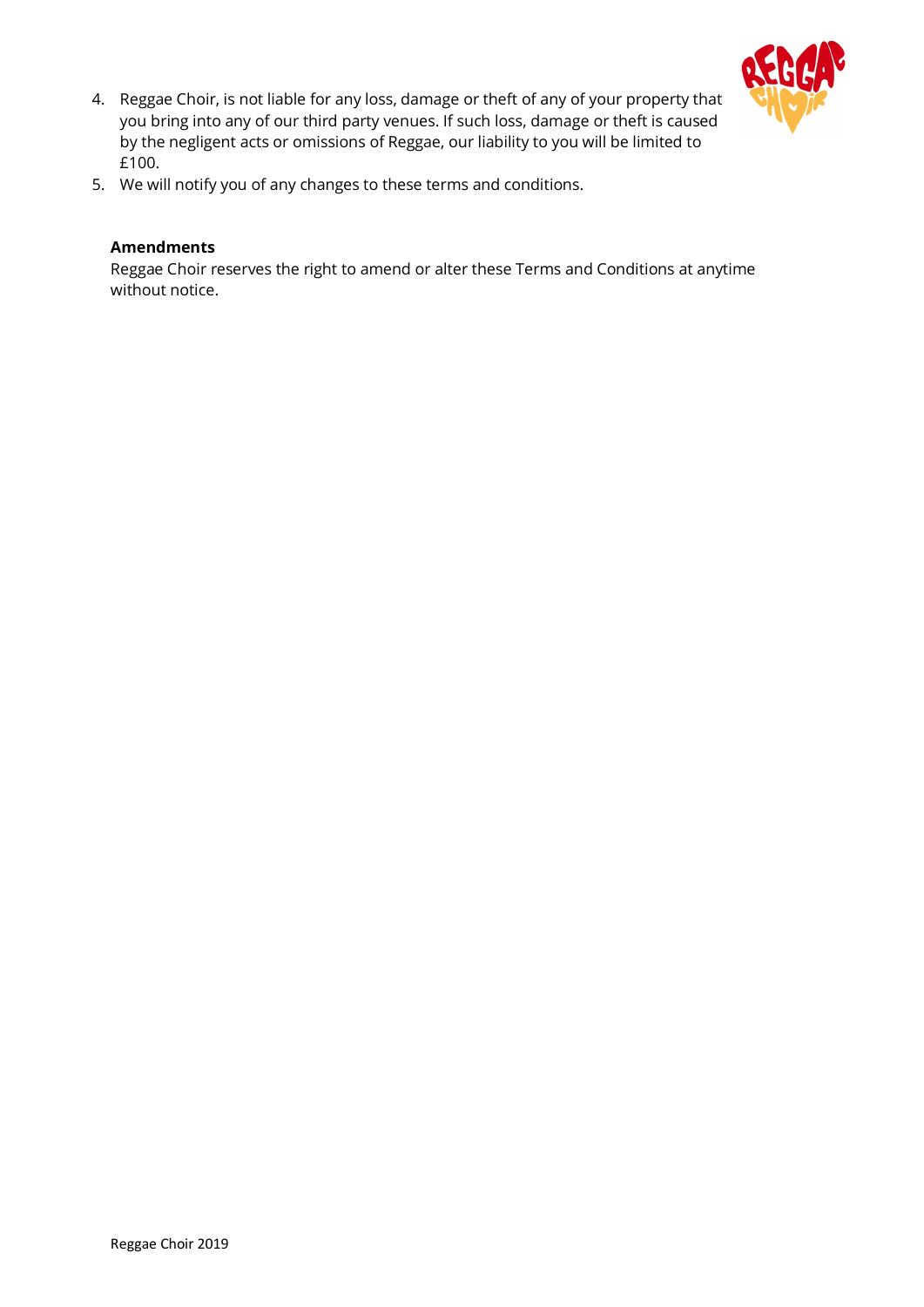4. Reggae Choir, is not liable for any loss, damage or theft of any of your property that you bring into any of our third party venues. If such loss, damage or theft is caused by the negligent acts or omissions of Reggae, our liability to you will be limited to £100.
5. We will notify you of any changes to these terms and conditions.

**Amendments**

Reggae Choir reserves the right to amend or alter these Terms and Conditions at anytime without notice.